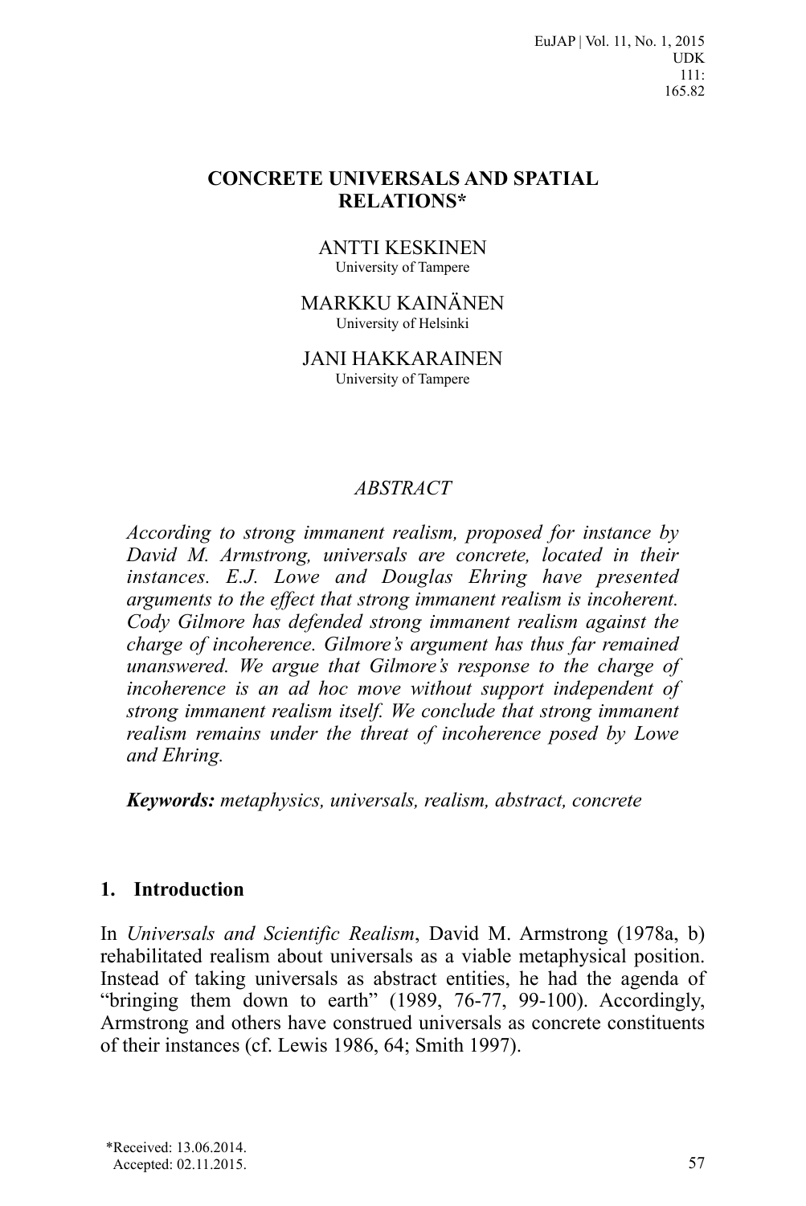EuJAP | Vol. 11, No. 1, 2015
UDK
111:
165.82

# CONCRETE UNIVERSALS AND SPATIAL RELATIONS*

ANTTI KESKINEN
University of Tampere

MARKKU KAINÄNEN
University of Helsinki

JANI HAKKARAINEN
University of Tampere

## *ABSTRACT*

*According to strong immanent realism, proposed for instance by David M. Armstrong, universals are concrete, located in their instances. E.J. Lowe and Douglas Ehring have presented arguments to the effect that strong immanent realism is incoherent. Cody Gilmore has defended strong immanent realism against the charge of incoherence. Gilmore's argument has thus far remained unanswered. We argue that Gilmore's response to the charge of incoherence is an ad hoc move without support independent of strong immanent realism itself. We conclude that strong immanent realism remains under the threat of incoherence posed by Lowe and Ehring.*

***Keywords:** metaphysics, universals, realism, abstract, concrete*

## 1. Introduction

In *Universals and Scientific Realism*, David M. Armstrong (1978a, b) rehabilitated realism about universals as a viable metaphysical position. Instead of taking universals as abstract entities, he had the agenda of "bringing them down to earth" (1989, 76-77, 99-100). Accordingly, Armstrong and others have construed universals as concrete constituents of their instances (cf. Lewis 1986, 64; Smith 1997).

*Received: 13.06.2014.
Accepted: 02.11.2015.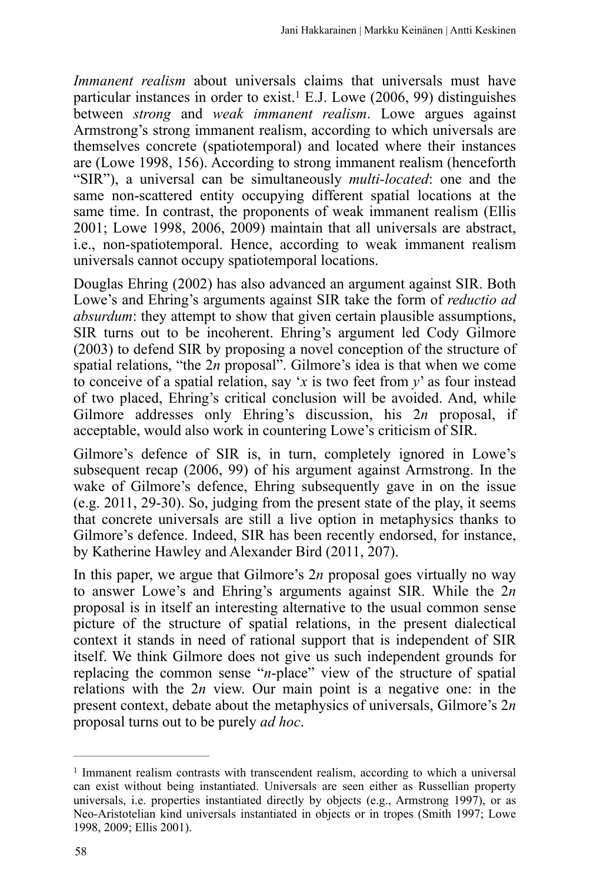*Immanent realism* about universals claims that universals must have particular instances in order to exist.[1] E.J. Lowe (2006, 99) distinguishes between *strong* and *weak immanent realism*. Lowe argues against Armstrong's strong immanent realism, according to which universals are themselves concrete (spatiotemporal) and located where their instances are (Lowe 1998, 156). According to strong immanent realism (henceforth "SIR"), a universal can be simultaneously *multi-located*: one and the same non-scattered entity occupying different spatial locations at the same time. In contrast, the proponents of weak immanent realism (Ellis 2001; Lowe 1998, 2006, 2009) maintain that all universals are abstract, i.e., non-spatiotemporal. Hence, according to weak immanent realism universals cannot occupy spatiotemporal locations.

Douglas Ehring (2002) has also advanced an argument against SIR. Both Lowe's and Ehring's arguments against SIR take the form of *reductio ad absurdum*: they attempt to show that given certain plausible assumptions, SIR turns out to be incoherent. Ehring's argument led Cody Gilmore (2003) to defend SIR by proposing a novel conception of the structure of spatial relations, "the 2*n* proposal". Gilmore's idea is that when we come to conceive of a spatial relation, say '*x* is two feet from *y*' as four instead of two placed, Ehring's critical conclusion will be avoided. And, while Gilmore addresses only Ehring's discussion, his 2*n* proposal, if acceptable, would also work in countering Lowe's criticism of SIR.

Gilmore's defence of SIR is, in turn, completely ignored in Lowe's subsequent recap (2006, 99) of his argument against Armstrong. In the wake of Gilmore's defence, Ehring subsequently gave in on the issue (e.g. 2011, 29-30). So, judging from the present state of the play, it seems that concrete universals are still a live option in metaphysics thanks to Gilmore's defence. Indeed, SIR has been recently endorsed, for instance, by Katherine Hawley and Alexander Bird (2011, 207).

In this paper, we argue that Gilmore's 2*n* proposal goes virtually no way to answer Lowe's and Ehring's arguments against SIR. While the 2*n* proposal is in itself an interesting alternative to the usual common sense picture of the structure of spatial relations, in the present dialectical context it stands in need of rational support that is independent of SIR itself. We think Gilmore does not give us such independent grounds for replacing the common sense "*n*-place" view of the structure of spatial relations with the 2*n* view. Our main point is a negative one: in the present context, debate about the metaphysics of universals, Gilmore's 2*n* proposal turns out to be purely *ad hoc*.

---

[1] Immanent realism contrasts with transcendent realism, according to which a universal can exist without being instantiated. Universals are seen either as Russellian property universals, i.e. properties instantiated directly by objects (e.g., Armstrong 1997), or as Neo-Aristotelian kind universals instantiated in objects or in tropes (Smith 1997; Lowe 1998, 2009; Ellis 2001).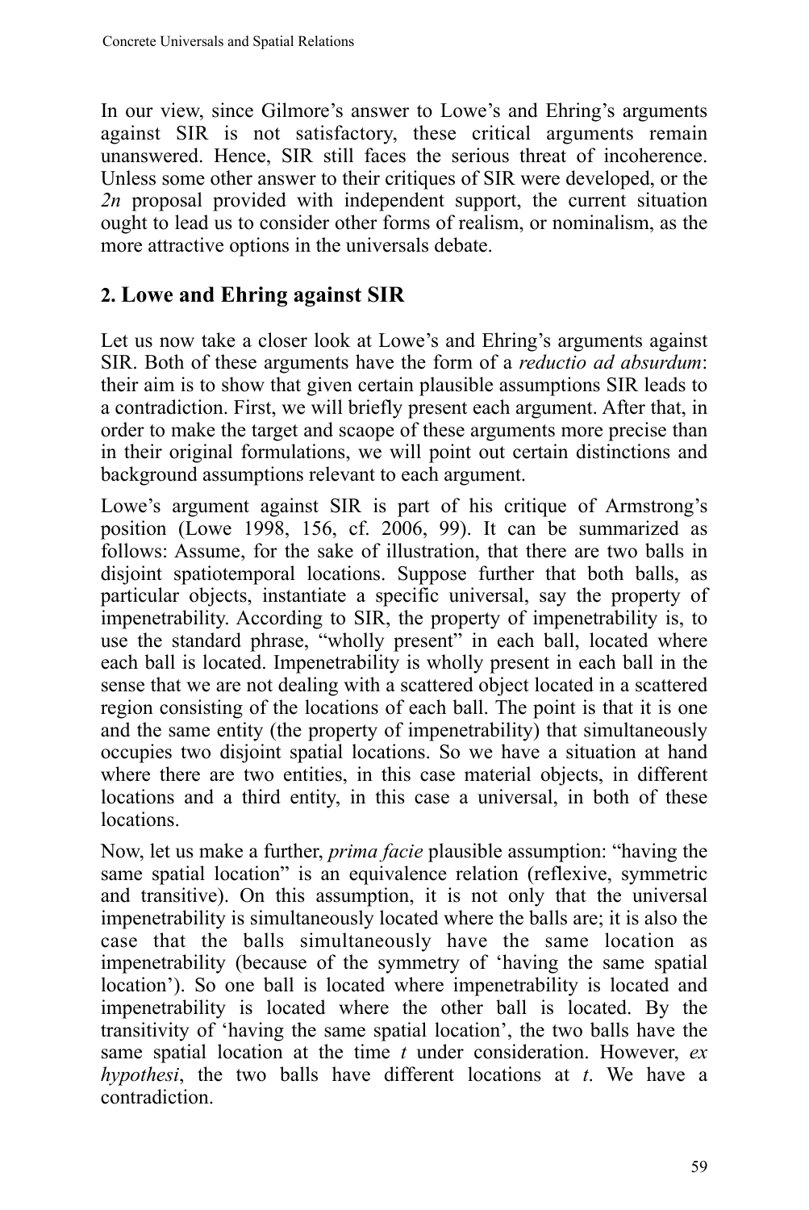In our view, since Gilmore's answer to Lowe's and Ehring's arguments against SIR is not satisfactory, these critical arguments remain unanswered. Hence, SIR still faces the serious threat of incoherence. Unless some other answer to their critiques of SIR were developed, or the *2n* proposal provided with independent support, the current situation ought to lead us to consider other forms of realism, or nominalism, as the more attractive options in the universals debate.

## 2. Lowe and Ehring against SIR

Let us now take a closer look at Lowe's and Ehring's arguments against SIR. Both of these arguments have the form of a *reductio ad absurdum*: their aim is to show that given certain plausible assumptions SIR leads to a contradiction. First, we will briefly present each argument. After that, in order to make the target and scaope of these arguments more precise than in their original formulations, we will point out certain distinctions and background assumptions relevant to each argument.

Lowe's argument against SIR is part of his critique of Armstrong's position (Lowe 1998, 156, cf. 2006, 99). It can be summarized as follows: Assume, for the sake of illustration, that there are two balls in disjoint spatiotemporal locations. Suppose further that both balls, as particular objects, instantiate a specific universal, say the property of impenetrability. According to SIR, the property of impenetrability is, to use the standard phrase, "wholly present" in each ball, located where each ball is located. Impenetrability is wholly present in each ball in the sense that we are not dealing with a scattered object located in a scattered region consisting of the locations of each ball. The point is that it is one and the same entity (the property of impenetrability) that simultaneously occupies two disjoint spatial locations. So we have a situation at hand where there are two entities, in this case material objects, in different locations and a third entity, in this case a universal, in both of these locations.

Now, let us make a further, *prima facie* plausible assumption: "having the same spatial location" is an equivalence relation (reflexive, symmetric and transitive). On this assumption, it is not only that the universal impenetrability is simultaneously located where the balls are; it is also the case that the balls simultaneously have the same location as impenetrability (because of the symmetry of 'having the same spatial location'). So one ball is located where impenetrability is located and impenetrability is located where the other ball is located. By the transitivity of 'having the same spatial location', the two balls have the same spatial location at the time *t* under consideration. However, *ex hypothesi*, the two balls have different locations at *t*. We have a contradiction.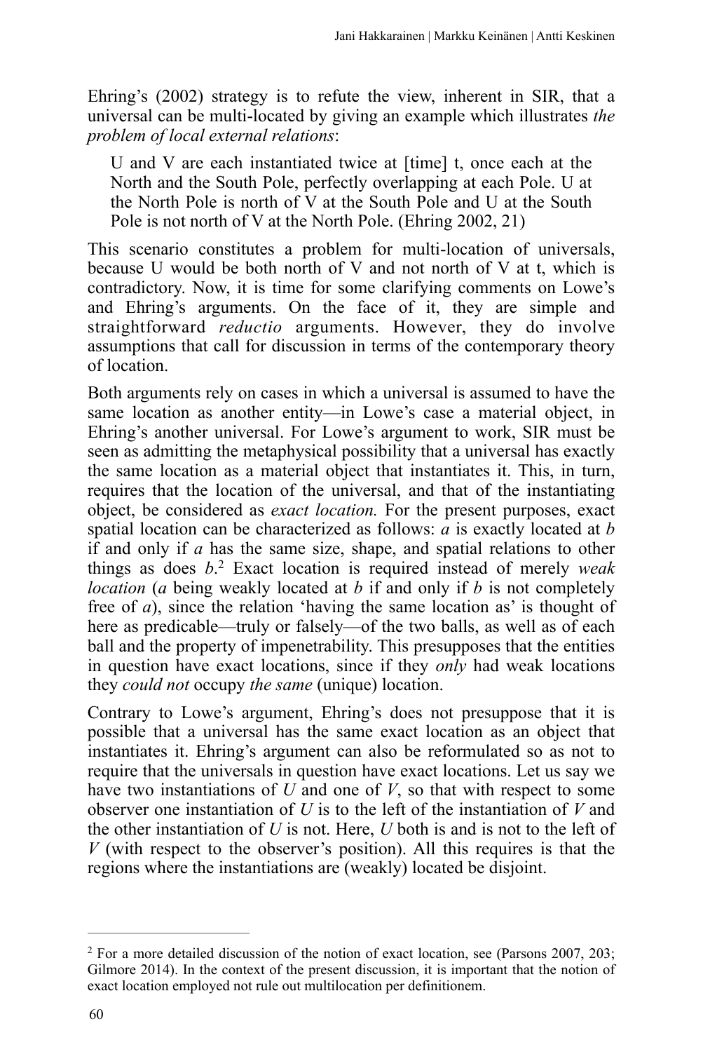Ehring's (2002) strategy is to refute the view, inherent in SIR, that a universal can be multi-located by giving an example which illustrates *the problem of local external relations*:

> U and V are each instantiated twice at [time] t, once each at the North and the South Pole, perfectly overlapping at each Pole. U at the North Pole is north of V at the South Pole and U at the South Pole is not north of V at the North Pole. (Ehring 2002, 21)

This scenario constitutes a problem for multi-location of universals, because U would be both north of V and not north of V at t, which is contradictory. Now, it is time for some clarifying comments on Lowe's and Ehring's arguments. On the face of it, they are simple and straightforward *reductio* arguments. However, they do involve assumptions that call for discussion in terms of the contemporary theory of location.

Both arguments rely on cases in which a universal is assumed to have the same location as another entity—in Lowe's case a material object, in Ehring's another universal. For Lowe's argument to work, SIR must be seen as admitting the metaphysical possibility that a universal has exactly the same location as a material object that instantiates it. This, in turn, requires that the location of the universal, and that of the instantiating object, be considered as *exact location.* For the present purposes, exact spatial location can be characterized as follows: *a* is exactly located at *b* if and only if *a* has the same size, shape, and spatial relations to other things as does *b*.[2] Exact location is required instead of merely *weak location* (*a* being weakly located at *b* if and only if *b* is not completely free of *a*), since the relation 'having the same location as' is thought of here as predicable—truly or falsely—of the two balls, as well as of each ball and the property of impenetrability. This presupposes that the entities in question have exact locations, since if they *only* had weak locations they *could not* occupy *the same* (unique) location.

Contrary to Lowe's argument, Ehring's does not presuppose that it is possible that a universal has the same exact location as an object that instantiates it. Ehring's argument can also be reformulated so as not to require that the universals in question have exact locations. Let us say we have two instantiations of *U* and one of *V*, so that with respect to some observer one instantiation of *U* is to the left of the instantiation of *V* and the other instantiation of *U* is not. Here, *U* both is and is not to the left of *V* (with respect to the observer's position). All this requires is that the regions where the instantiations are (weakly) located be disjoint.

---

[2] For a more detailed discussion of the notion of exact location, see (Parsons 2007, 203; Gilmore 2014). In the context of the present discussion, it is important that the notion of exact location employed not rule out multilocation per definitionem.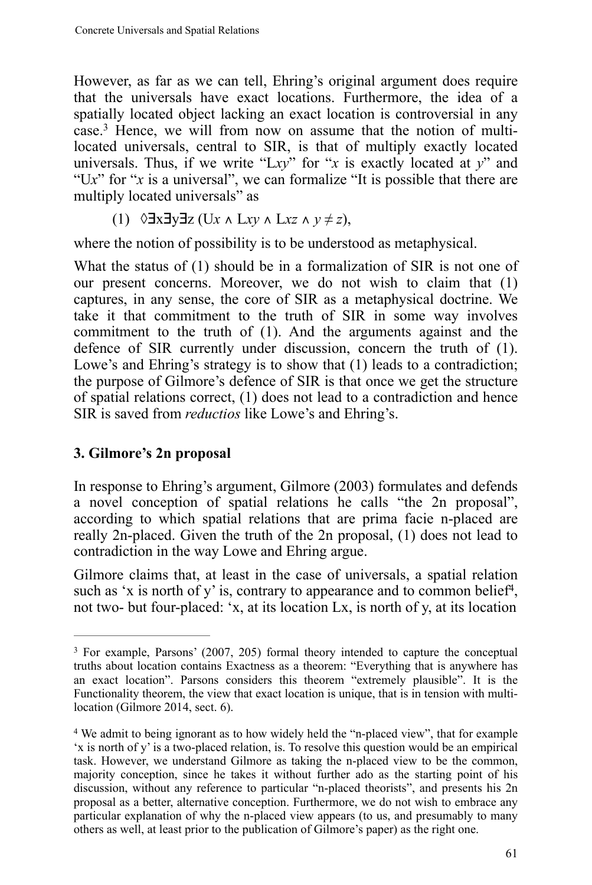However, as far as we can tell, Ehring's original argument does require that the universals have exact locations. Furthermore, the idea of a spatially located object lacking an exact location is controversial in any case.[3] Hence, we will from now on assume that the notion of multi-located universals, central to SIR, is that of multiply exactly located universals. Thus, if we write "L*xy*" for "*x* is exactly located at *y*" and "U*x*" for "*x* is a universal", we can formalize "It is possible that there are multiply located universals" as

(1) $\Diamond\exists x\exists y\exists z\,(Ux \wedge Lxy \wedge Lxz \wedge y \neq z)$,

where the notion of possibility is to be understood as metaphysical.

What the status of (1) should be in a formalization of SIR is not one of our present concerns. Moreover, we do not wish to claim that (1) captures, in any sense, the core of SIR as a metaphysical doctrine. We take it that commitment to the truth of SIR in some way involves commitment to the truth of (1). And the arguments against and the defence of SIR currently under discussion, concern the truth of (1). Lowe's and Ehring's strategy is to show that (1) leads to a contradiction; the purpose of Gilmore's defence of SIR is that once we get the structure of spatial relations correct, (1) does not lead to a contradiction and hence SIR is saved from *reductios* like Lowe's and Ehring's.

## 3. Gilmore's 2n proposal

In response to Ehring's argument, Gilmore (2003) formulates and defends a novel conception of spatial relations he calls "the 2n proposal", according to which spatial relations that are prima facie n-placed are really 2n-placed. Given the truth of the 2n proposal, (1) does not lead to contradiction in the way Lowe and Ehring argue.

Gilmore claims that, at least in the case of universals, a spatial relation such as 'x is north of y' is, contrary to appearance and to common belief[4], not two- but four-placed: 'x, at its location Lx, is north of y, at its location

---

[3] For example, Parsons' (2007, 205) formal theory intended to capture the conceptual truths about location contains Exactness as a theorem: "Everything that is anywhere has an exact location". Parsons considers this theorem "extremely plausible". It is the Functionality theorem, the view that exact location is unique, that is in tension with multi-location (Gilmore 2014, sect. 6).

[4] We admit to being ignorant as to how widely held the "n-placed view", that for example 'x is north of y' is a two-placed relation, is. To resolve this question would be an empirical task. However, we understand Gilmore as taking the n-placed view to be the common, majority conception, since he takes it without further ado as the starting point of his discussion, without any reference to particular "n-placed theorists", and presents his 2n proposal as a better, alternative conception. Furthermore, we do not wish to embrace any particular explanation of why the n-placed view appears (to us, and presumably to many others as well, at least prior to the publication of Gilmore's paper) as the right one.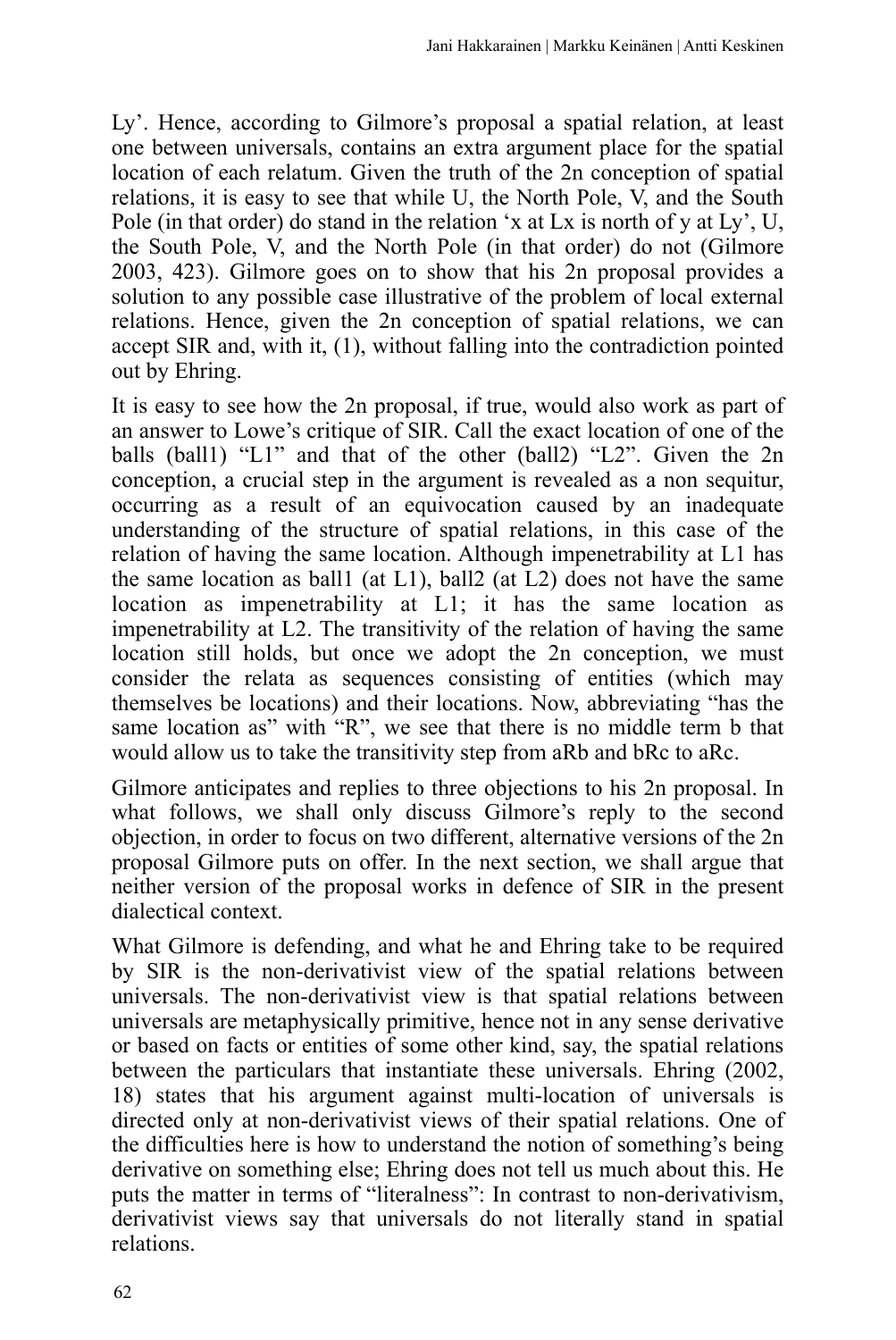Ly’. Hence, according to Gilmore’s proposal a spatial relation, at least one between universals, contains an extra argument place for the spatial location of each relatum. Given the truth of the 2n conception of spatial relations, it is easy to see that while U, the North Pole, V, and the South Pole (in that order) do stand in the relation ‘x at Lx is north of y at Ly’, U, the South Pole, V, and the North Pole (in that order) do not (Gilmore 2003, 423). Gilmore goes on to show that his 2n proposal provides a solution to any possible case illustrative of the problem of local external relations. Hence, given the 2n conception of spatial relations, we can accept SIR and, with it, (1), without falling into the contradiction pointed out by Ehring.

It is easy to see how the 2n proposal, if true, would also work as part of an answer to Lowe’s critique of SIR. Call the exact location of one of the balls (ball1) “L1” and that of the other (ball2) “L2”. Given the 2n conception, a crucial step in the argument is revealed as a non sequitur, occurring as a result of an equivocation caused by an inadequate understanding of the structure of spatial relations, in this case of the relation of having the same location. Although impenetrability at L1 has the same location as ball1 (at L1), ball2 (at L2) does not have the same location as impenetrability at L1; it has the same location as impenetrability at L2. The transitivity of the relation of having the same location still holds, but once we adopt the 2n conception, we must consider the relata as sequences consisting of entities (which may themselves be locations) and their locations. Now, abbreviating “has the same location as” with “R”, we see that there is no middle term b that would allow us to take the transitivity step from aRb and bRc to aRc.

Gilmore anticipates and replies to three objections to his 2n proposal. In what follows, we shall only discuss Gilmore’s reply to the second objection, in order to focus on two different, alternative versions of the 2n proposal Gilmore puts on offer. In the next section, we shall argue that neither version of the proposal works in defence of SIR in the present dialectical context.

What Gilmore is defending, and what he and Ehring take to be required by SIR is the non-derivativist view of the spatial relations between universals. The non-derivativist view is that spatial relations between universals are metaphysically primitive, hence not in any sense derivative or based on facts or entities of some other kind, say, the spatial relations between the particulars that instantiate these universals. Ehring (2002, 18) states that his argument against multi-location of universals is directed only at non-derivativist views of their spatial relations. One of the difficulties here is how to understand the notion of something’s being derivative on something else; Ehring does not tell us much about this. He puts the matter in terms of “literalness”: In contrast to non-derivativism, derivativist views say that universals do not literally stand in spatial relations.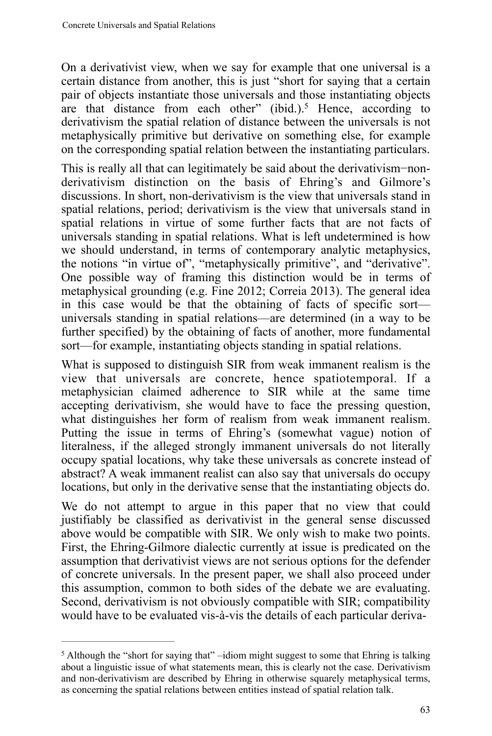On a derivativist view, when we say for example that one universal is a certain distance from another, this is just "short for saying that a certain pair of objects instantiate those universals and those instantiating objects are that distance from each other" (ibid.).[5] Hence, according to derivativism the spatial relation of distance between the universals is not metaphysically primitive but derivative on something else, for example on the corresponding spatial relation between the instantiating particulars.

This is really all that can legitimately be said about the derivativism−non-derivativism distinction on the basis of Ehring's and Gilmore's discussions. In short, non-derivativism is the view that universals stand in spatial relations, period; derivativism is the view that universals stand in spatial relations in virtue of some further facts that are not facts of universals standing in spatial relations. What is left undetermined is how we should understand, in terms of contemporary analytic metaphysics, the notions "in virtue of", "metaphysically primitive", and "derivative". One possible way of framing this distinction would be in terms of metaphysical grounding (e.g. Fine 2012; Correia 2013). The general idea in this case would be that the obtaining of facts of specific sort—universals standing in spatial relations—are determined (in a way to be further specified) by the obtaining of facts of another, more fundamental sort—for example, instantiating objects standing in spatial relations.

What is supposed to distinguish SIR from weak immanent realism is the view that universals are concrete, hence spatiotemporal. If a metaphysician claimed adherence to SIR while at the same time accepting derivativism, she would have to face the pressing question, what distinguishes her form of realism from weak immanent realism. Putting the issue in terms of Ehring's (somewhat vague) notion of literalness, if the alleged strongly immanent universals do not literally occupy spatial locations, why take these universals as concrete instead of abstract? A weak immanent realist can also say that universals do occupy locations, but only in the derivative sense that the instantiating objects do.

We do not attempt to argue in this paper that no view that could justifiably be classified as derivativist in the general sense discussed above would be compatible with SIR. We only wish to make two points. First, the Ehring-Gilmore dialectic currently at issue is predicated on the assumption that derivativist views are not serious options for the defender of concrete universals. In the present paper, we shall also proceed under this assumption, common to both sides of the debate we are evaluating. Second, derivativism is not obviously compatible with SIR; compatibility would have to be evaluated vis-à-vis the details of each particular deriva-

---

[5] Although the "short for saying that" –idiom might suggest to some that Ehring is talking about a linguistic issue of what statements mean, this is clearly not the case. Derivativism and non-derivativism are described by Ehring in otherwise squarely metaphysical terms, as concerning the spatial relations between entities instead of spatial relation talk.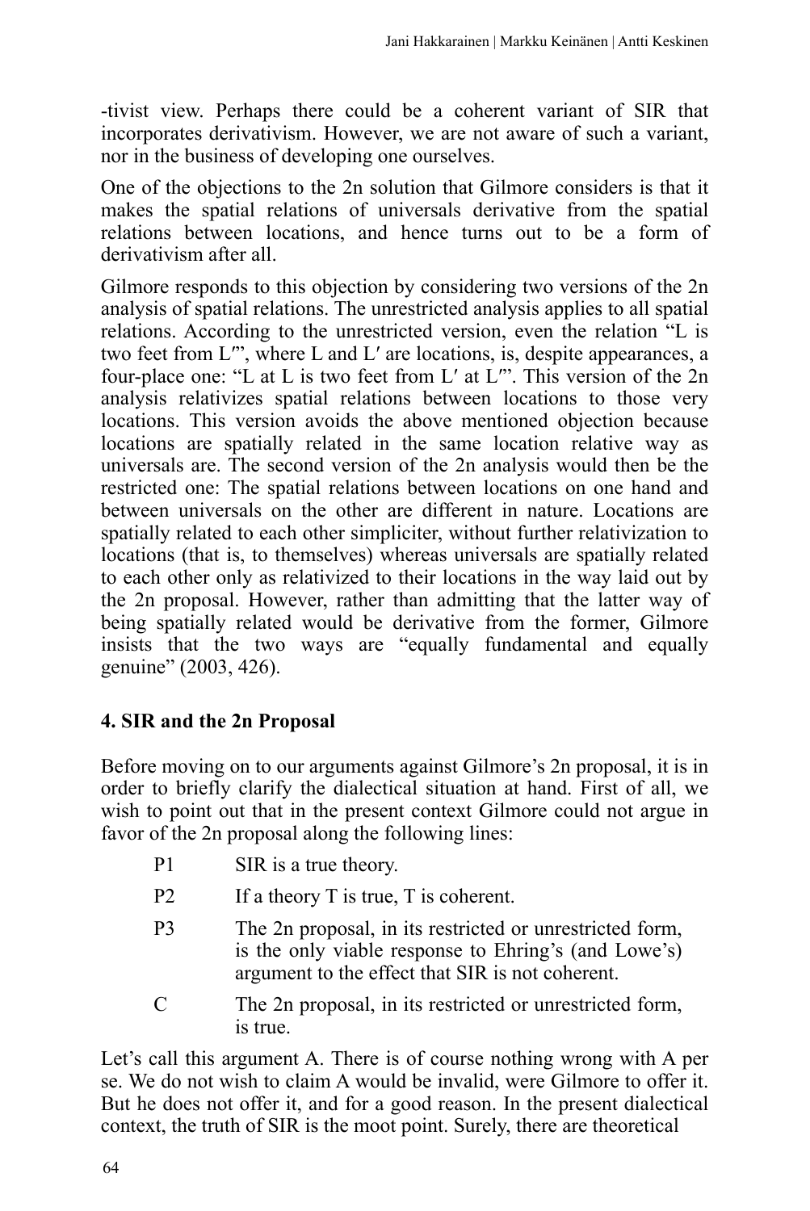-tivist view. Perhaps there could be a coherent variant of SIR that incorporates derivativism. However, we are not aware of such a variant, nor in the business of developing one ourselves.

One of the objections to the 2n solution that Gilmore considers is that it makes the spatial relations of universals derivative from the spatial relations between locations, and hence turns out to be a form of derivativism after all.

Gilmore responds to this objection by considering two versions of the 2n analysis of spatial relations. The unrestricted analysis applies to all spatial relations. According to the unrestricted version, even the relation "L is two feet from L′", where L and L′ are locations, is, despite appearances, a four-place one: "L at L is two feet from L′ at L′". This version of the 2n analysis relativizes spatial relations between locations to those very locations. This version avoids the above mentioned objection because locations are spatially related in the same location relative way as universals are. The second version of the 2n analysis would then be the restricted one: The spatial relations between locations on one hand and between universals on the other are different in nature. Locations are spatially related to each other simpliciter, without further relativization to locations (that is, to themselves) whereas universals are spatially related to each other only as relativized to their locations in the way laid out by the 2n proposal. However, rather than admitting that the latter way of being spatially related would be derivative from the former, Gilmore insists that the two ways are "equally fundamental and equally genuine" (2003, 426).

### 4. SIR and the 2n Proposal

Before moving on to our arguments against Gilmore's 2n proposal, it is in order to briefly clarify the dialectical situation at hand. First of all, we wish to point out that in the present context Gilmore could not argue in favor of the 2n proposal along the following lines:

- P1 SIR is a true theory.
- P2 If a theory T is true, T is coherent.
- P3 The 2n proposal, in its restricted or unrestricted form, is the only viable response to Ehring's (and Lowe's) argument to the effect that SIR is not coherent.
- C The 2n proposal, in its restricted or unrestricted form, is true.

Let's call this argument A. There is of course nothing wrong with A per se. We do not wish to claim A would be invalid, were Gilmore to offer it. But he does not offer it, and for a good reason. In the present dialectical context, the truth of SIR is the moot point. Surely, there are theoretical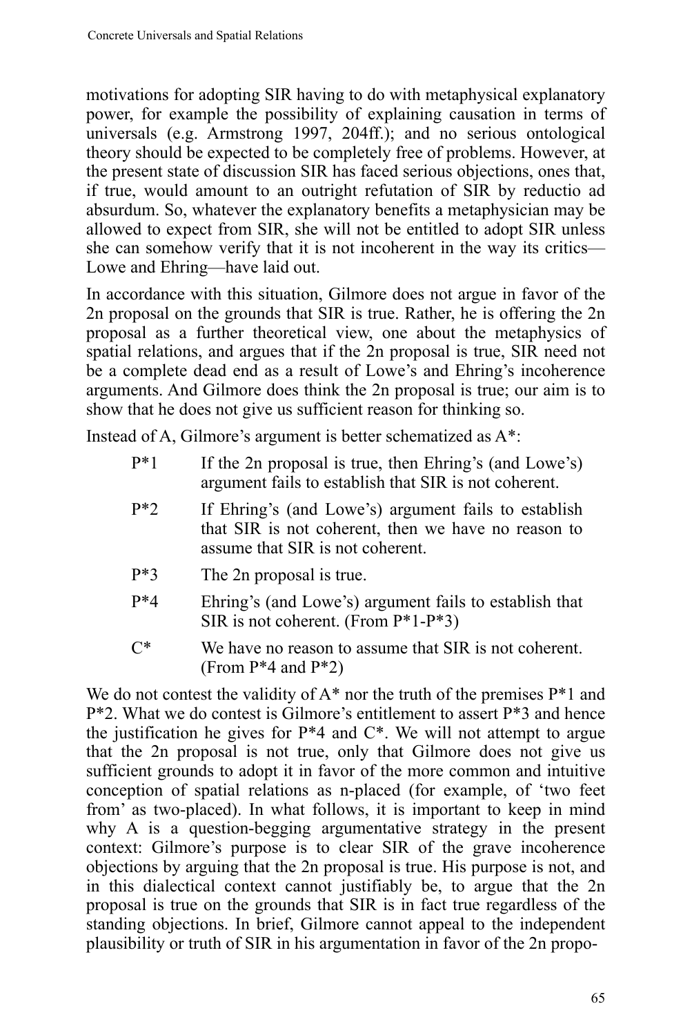motivations for adopting SIR having to do with metaphysical explanatory power, for example the possibility of explaining causation in terms of universals (e.g. Armstrong 1997, 204ff.); and no serious ontological theory should be expected to be completely free of problems. However, at the present state of discussion SIR has faced serious objections, ones that, if true, would amount to an outright refutation of SIR by reductio ad absurdum. So, whatever the explanatory benefits a metaphysician may be allowed to expect from SIR, she will not be entitled to adopt SIR unless she can somehow verify that it is not incoherent in the way its critics—Lowe and Ehring—have laid out.

In accordance with this situation, Gilmore does not argue in favor of the 2n proposal on the grounds that SIR is true. Rather, he is offering the 2n proposal as a further theoretical view, one about the metaphysics of spatial relations, and argues that if the 2n proposal is true, SIR need not be a complete dead end as a result of Lowe's and Ehring's incoherence arguments. And Gilmore does think the 2n proposal is true; our aim is to show that he does not give us sufficient reason for thinking so.

Instead of A, Gilmore's argument is better schematized as A*:

- P*1 If the 2n proposal is true, then Ehring's (and Lowe's) argument fails to establish that SIR is not coherent.
- P*2 If Ehring's (and Lowe's) argument fails to establish that SIR is not coherent, then we have no reason to assume that SIR is not coherent.
- P*3 The 2n proposal is true.
- P*4 Ehring's (and Lowe's) argument fails to establish that SIR is not coherent. (From P*1-P*3)
- C* We have no reason to assume that SIR is not coherent. (From P*4 and P*2)

We do not contest the validity of A* nor the truth of the premises P*1 and P*2. What we do contest is Gilmore's entitlement to assert P*3 and hence the justification he gives for P*4 and C*. We will not attempt to argue that the 2n proposal is not true, only that Gilmore does not give us sufficient grounds to adopt it in favor of the more common and intuitive conception of spatial relations as n-placed (for example, of 'two feet from' as two-placed). In what follows, it is important to keep in mind why A is a question-begging argumentative strategy in the present context: Gilmore's purpose is to clear SIR of the grave incoherence objections by arguing that the 2n proposal is true. His purpose is not, and in this dialectical context cannot justifiably be, to argue that the 2n proposal is true on the grounds that SIR is in fact true regardless of the standing objections. In brief, Gilmore cannot appeal to the independent plausibility or truth of SIR in his argumentation in favor of the 2n propo-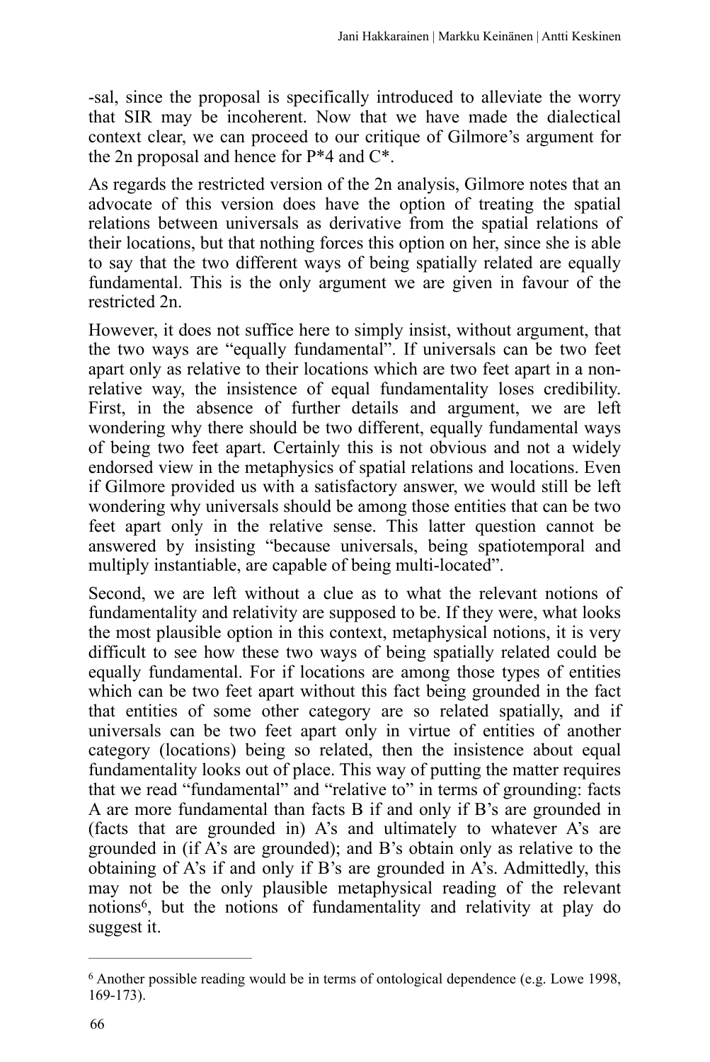-sal, since the proposal is specifically introduced to alleviate the worry that SIR may be incoherent. Now that we have made the dialectical context clear, we can proceed to our critique of Gilmore's argument for the 2n proposal and hence for P*4 and C*.

As regards the restricted version of the 2n analysis, Gilmore notes that an advocate of this version does have the option of treating the spatial relations between universals as derivative from the spatial relations of their locations, but that nothing forces this option on her, since she is able to say that the two different ways of being spatially related are equally fundamental. This is the only argument we are given in favour of the restricted 2n.

However, it does not suffice here to simply insist, without argument, that the two ways are "equally fundamental". If universals can be two feet apart only as relative to their locations which are two feet apart in a non-relative way, the insistence of equal fundamentality loses credibility. First, in the absence of further details and argument, we are left wondering why there should be two different, equally fundamental ways of being two feet apart. Certainly this is not obvious and not a widely endorsed view in the metaphysics of spatial relations and locations. Even if Gilmore provided us with a satisfactory answer, we would still be left wondering why universals should be among those entities that can be two feet apart only in the relative sense. This latter question cannot be answered by insisting "because universals, being spatiotemporal and multiply instantiable, are capable of being multi-located".

Second, we are left without a clue as to what the relevant notions of fundamentality and relativity are supposed to be. If they were, what looks the most plausible option in this context, metaphysical notions, it is very difficult to see how these two ways of being spatially related could be equally fundamental. For if locations are among those types of entities which can be two feet apart without this fact being grounded in the fact that entities of some other category are so related spatially, and if universals can be two feet apart only in virtue of entities of another category (locations) being so related, then the insistence about equal fundamentality looks out of place. This way of putting the matter requires that we read "fundamental" and "relative to" in terms of grounding: facts A are more fundamental than facts B if and only if B's are grounded in (facts that are grounded in) A's and ultimately to whatever A's are grounded in (if A's are grounded); and B's obtain only as relative to the obtaining of A's if and only if B's are grounded in A's. Admittedly, this may not be the only plausible metaphysical reading of the relevant notions[6], but the notions of fundamentality and relativity at play do suggest it.

---

[6] Another possible reading would be in terms of ontological dependence (e.g. Lowe 1998, 169-173).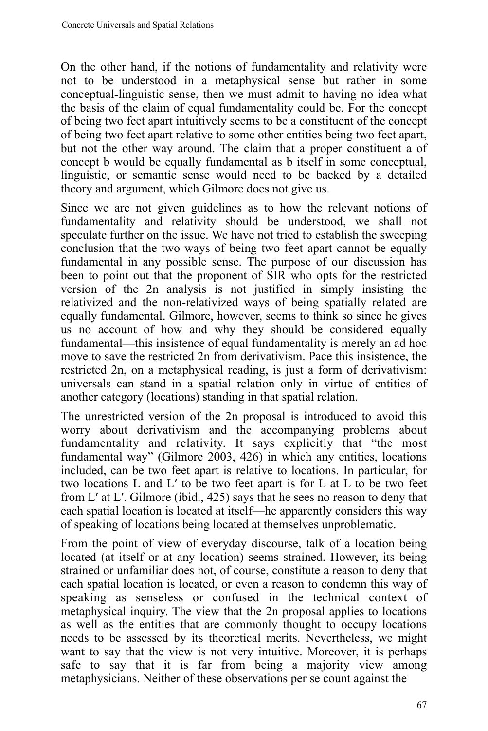On the other hand, if the notions of fundamentality and relativity were not to be understood in a metaphysical sense but rather in some conceptual-linguistic sense, then we must admit to having no idea what the basis of the claim of equal fundamentality could be. For the concept of being two feet apart intuitively seems to be a constituent of the concept of being two feet apart relative to some other entities being two feet apart, but not the other way around. The claim that a proper constituent a of concept b would be equally fundamental as b itself in some conceptual, linguistic, or semantic sense would need to be backed by a detailed theory and argument, which Gilmore does not give us.

Since we are not given guidelines as to how the relevant notions of fundamentality and relativity should be understood, we shall not speculate further on the issue. We have not tried to establish the sweeping conclusion that the two ways of being two feet apart cannot be equally fundamental in any possible sense. The purpose of our discussion has been to point out that the proponent of SIR who opts for the restricted version of the 2n analysis is not justified in simply insisting the relativized and the non-relativized ways of being spatially related are equally fundamental. Gilmore, however, seems to think so since he gives us no account of how and why they should be considered equally fundamental—this insistence of equal fundamentality is merely an ad hoc move to save the restricted 2n from derivativism. Pace this insistence, the restricted 2n, on a metaphysical reading, is just a form of derivativism: universals can stand in a spatial relation only in virtue of entities of another category (locations) standing in that spatial relation.

The unrestricted version of the 2n proposal is introduced to avoid this worry about derivativism and the accompanying problems about fundamentality and relativity. It says explicitly that "the most fundamental way" (Gilmore 2003, 426) in which any entities, locations included, can be two feet apart is relative to locations. In particular, for two locations L and L′ to be two feet apart is for L at L to be two feet from L′ at L′. Gilmore (ibid., 425) says that he sees no reason to deny that each spatial location is located at itself—he apparently considers this way of speaking of locations being located at themselves unproblematic.

From the point of view of everyday discourse, talk of a location being located (at itself or at any location) seems strained. However, its being strained or unfamiliar does not, of course, constitute a reason to deny that each spatial location is located, or even a reason to condemn this way of speaking as senseless or confused in the technical context of metaphysical inquiry. The view that the 2n proposal applies to locations as well as the entities that are commonly thought to occupy locations needs to be assessed by its theoretical merits. Nevertheless, we might want to say that the view is not very intuitive. Moreover, it is perhaps safe to say that it is far from being a majority view among metaphysicians. Neither of these observations per se count against the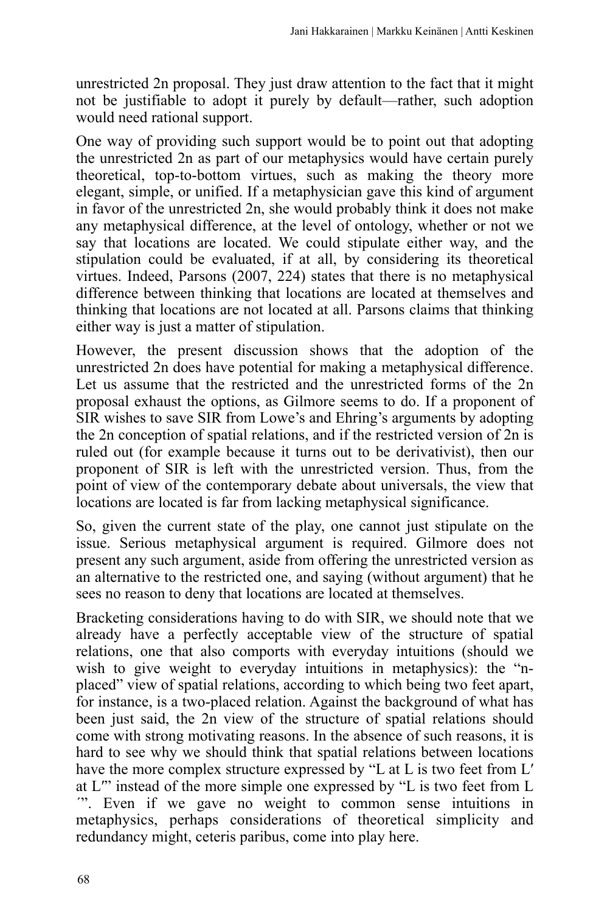unrestricted 2n proposal. They just draw attention to the fact that it might not be justifiable to adopt it purely by default—rather, such adoption would need rational support.

One way of providing such support would be to point out that adopting the unrestricted 2n as part of our metaphysics would have certain purely theoretical, top-to-bottom virtues, such as making the theory more elegant, simple, or unified. If a metaphysician gave this kind of argument in favor of the unrestricted 2n, she would probably think it does not make any metaphysical difference, at the level of ontology, whether or not we say that locations are located. We could stipulate either way, and the stipulation could be evaluated, if at all, by considering its theoretical virtues. Indeed, Parsons (2007, 224) states that there is no metaphysical difference between thinking that locations are located at themselves and thinking that locations are not located at all. Parsons claims that thinking either way is just a matter of stipulation.

However, the present discussion shows that the adoption of the unrestricted 2n does have potential for making a metaphysical difference. Let us assume that the restricted and the unrestricted forms of the 2n proposal exhaust the options, as Gilmore seems to do. If a proponent of SIR wishes to save SIR from Lowe's and Ehring's arguments by adopting the 2n conception of spatial relations, and if the restricted version of 2n is ruled out (for example because it turns out to be derivativist), then our proponent of SIR is left with the unrestricted version. Thus, from the point of view of the contemporary debate about universals, the view that locations are located is far from lacking metaphysical significance.

So, given the current state of the play, one cannot just stipulate on the issue. Serious metaphysical argument is required. Gilmore does not present any such argument, aside from offering the unrestricted version as an alternative to the restricted one, and saying (without argument) that he sees no reason to deny that locations are located at themselves.

Bracketing considerations having to do with SIR, we should note that we already have a perfectly acceptable view of the structure of spatial relations, one that also comports with everyday intuitions (should we wish to give weight to everyday intuitions in metaphysics): the "n-placed" view of spatial relations, according to which being two feet apart, for instance, is a two-placed relation. Against the background of what has been just said, the 2n view of the structure of spatial relations should come with strong motivating reasons. In the absence of such reasons, it is hard to see why we should think that spatial relations between locations have the more complex structure expressed by "L at L is two feet from L′ at L′" instead of the more simple one expressed by "L is two feet from L′". Even if we gave no weight to common sense intuitions in metaphysics, perhaps considerations of theoretical simplicity and redundancy might, ceteris paribus, come into play here.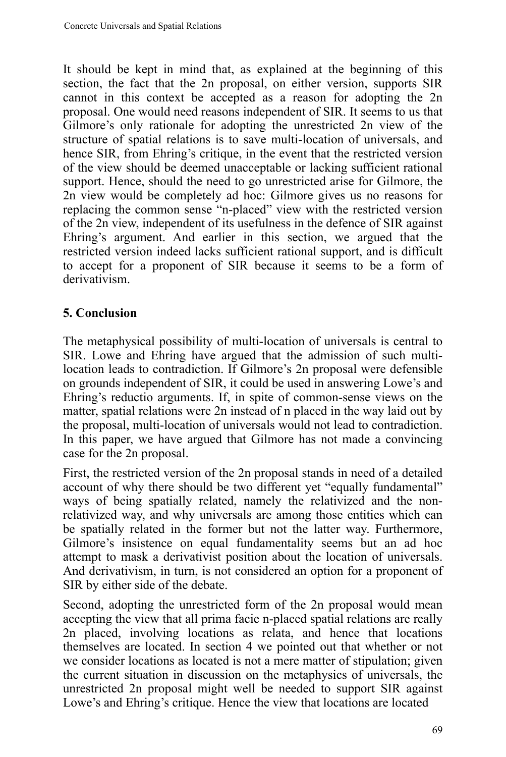It should be kept in mind that, as explained at the beginning of this section, the fact that the 2n proposal, on either version, supports SIR cannot in this context be accepted as a reason for adopting the 2n proposal. One would need reasons independent of SIR. It seems to us that Gilmore's only rationale for adopting the unrestricted 2n view of the structure of spatial relations is to save multi-location of universals, and hence SIR, from Ehring's critique, in the event that the restricted version of the view should be deemed unacceptable or lacking sufficient rational support. Hence, should the need to go unrestricted arise for Gilmore, the 2n view would be completely ad hoc: Gilmore gives us no reasons for replacing the common sense "n-placed" view with the restricted version of the 2n view, independent of its usefulness in the defence of SIR against Ehring's argument. And earlier in this section, we argued that the restricted version indeed lacks sufficient rational support, and is difficult to accept for a proponent of SIR because it seems to be a form of derivativism.

## 5. Conclusion

The metaphysical possibility of multi-location of universals is central to SIR. Lowe and Ehring have argued that the admission of such multi-location leads to contradiction. If Gilmore's 2n proposal were defensible on grounds independent of SIR, it could be used in answering Lowe's and Ehring's reductio arguments. If, in spite of common-sense views on the matter, spatial relations were 2n instead of n placed in the way laid out by the proposal, multi-location of universals would not lead to contradiction. In this paper, we have argued that Gilmore has not made a convincing case for the 2n proposal.

First, the restricted version of the 2n proposal stands in need of a detailed account of why there should be two different yet "equally fundamental" ways of being spatially related, namely the relativized and the non-relativized way, and why universals are among those entities which can be spatially related in the former but not the latter way. Furthermore, Gilmore's insistence on equal fundamentality seems but an ad hoc attempt to mask a derivativist position about the location of universals. And derivativism, in turn, is not considered an option for a proponent of SIR by either side of the debate.

Second, adopting the unrestricted form of the 2n proposal would mean accepting the view that all prima facie n-placed spatial relations are really 2n placed, involving locations as relata, and hence that locations themselves are located. In section 4 we pointed out that whether or not we consider locations as located is not a mere matter of stipulation; given the current situation in discussion on the metaphysics of universals, the unrestricted 2n proposal might well be needed to support SIR against Lowe's and Ehring's critique. Hence the view that locations are located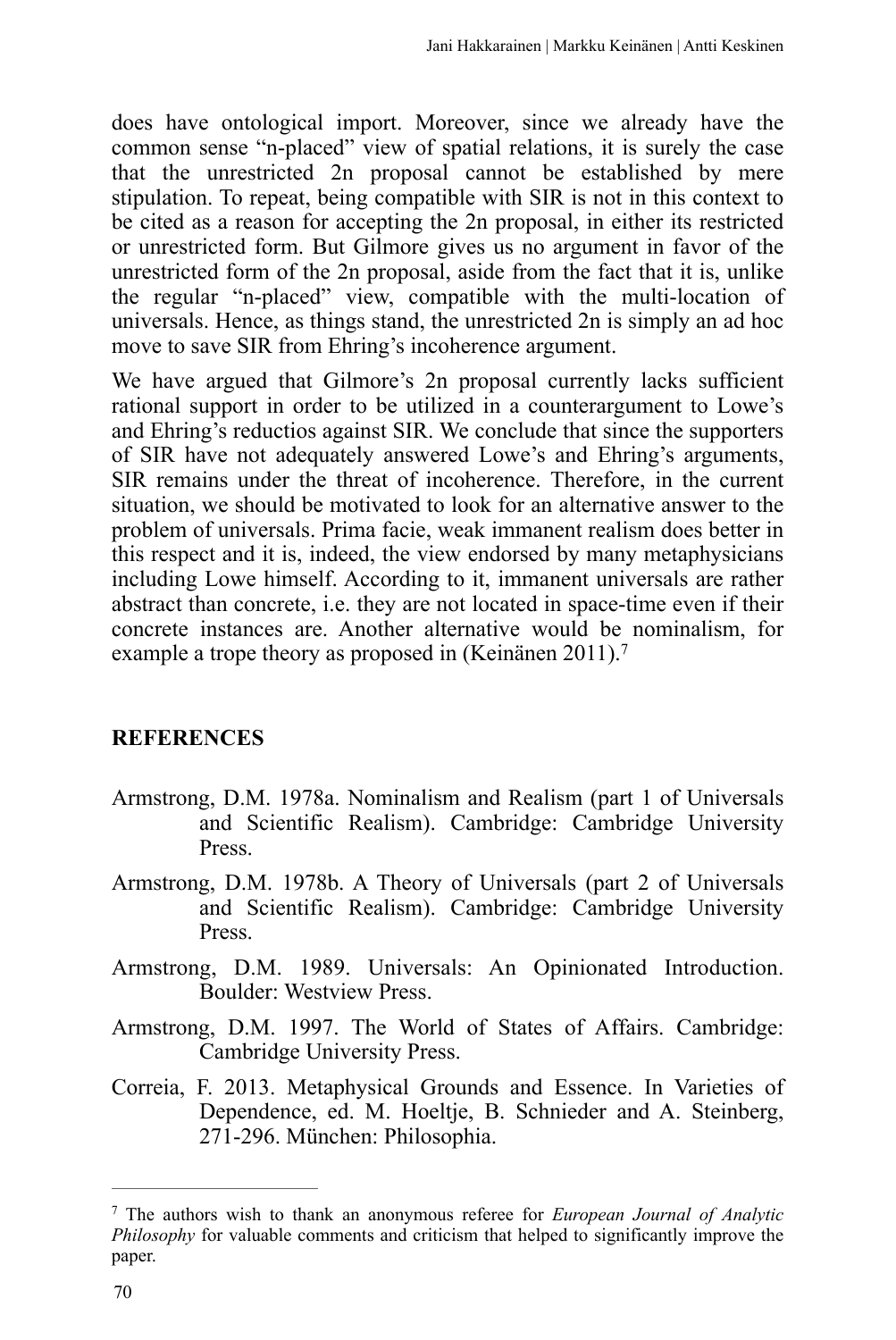does have ontological import. Moreover, since we already have the common sense "n-placed" view of spatial relations, it is surely the case that the unrestricted 2n proposal cannot be established by mere stipulation. To repeat, being compatible with SIR is not in this context to be cited as a reason for accepting the 2n proposal, in either its restricted or unrestricted form. But Gilmore gives us no argument in favor of the unrestricted form of the 2n proposal, aside from the fact that it is, unlike the regular "n-placed" view, compatible with the multi-location of universals. Hence, as things stand, the unrestricted 2n is simply an ad hoc move to save SIR from Ehring's incoherence argument.

We have argued that Gilmore's 2n proposal currently lacks sufficient rational support in order to be utilized in a counterargument to Lowe's and Ehring's reductios against SIR. We conclude that since the supporters of SIR have not adequately answered Lowe's and Ehring's arguments, SIR remains under the threat of incoherence. Therefore, in the current situation, we should be motivated to look for an alternative answer to the problem of universals. Prima facie, weak immanent realism does better in this respect and it is, indeed, the view endorsed by many metaphysicians including Lowe himself. According to it, immanent universals are rather abstract than concrete, i.e. they are not located in space-time even if their concrete instances are. Another alternative would be nominalism, for example a trope theory as proposed in (Keinänen 2011).[7]

## REFERENCES

Armstrong, D.M. 1978a. Nominalism and Realism (part 1 of Universals and Scientific Realism). Cambridge: Cambridge University Press.

Armstrong, D.M. 1978b. A Theory of Universals (part 2 of Universals and Scientific Realism). Cambridge: Cambridge University Press.

Armstrong, D.M. 1989. Universals: An Opinionated Introduction. Boulder: Westview Press.

Armstrong, D.M. 1997. The World of States of Affairs. Cambridge: Cambridge University Press.

Correia, F. 2013. Metaphysical Grounds and Essence. In Varieties of Dependence, ed. M. Hoeltje, B. Schnieder and A. Steinberg, 271-296. München: Philosophia.

---

[7] The authors wish to thank an anonymous referee for *European Journal of Analytic Philosophy* for valuable comments and criticism that helped to significantly improve the paper.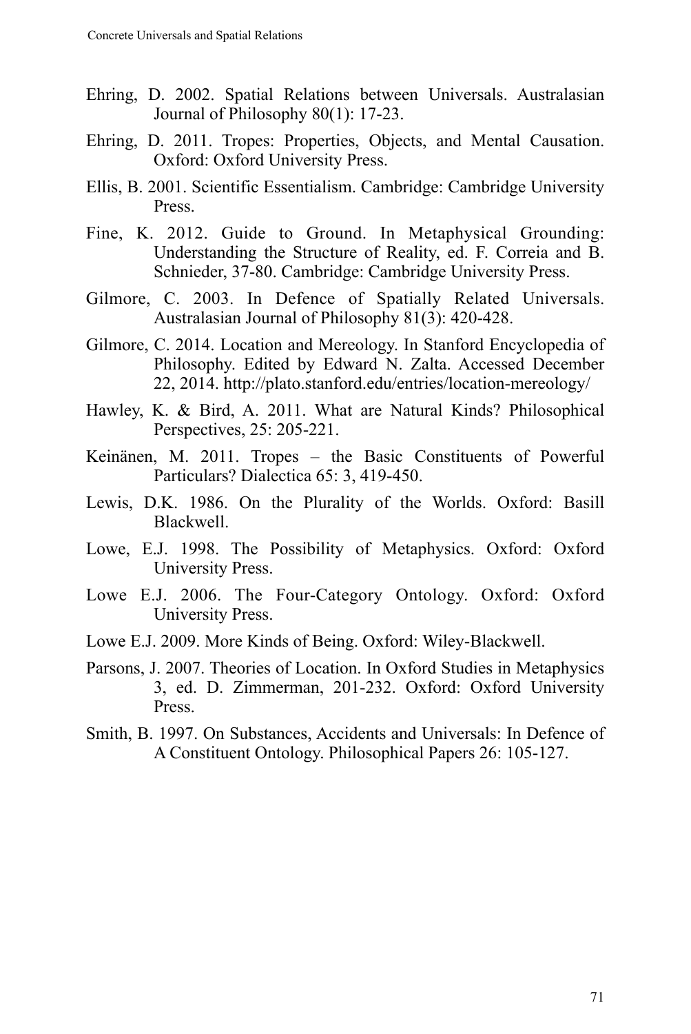Ehring, D. 2002. Spatial Relations between Universals. Australasian Journal of Philosophy 80(1): 17-23.

Ehring, D. 2011. Tropes: Properties, Objects, and Mental Causation. Oxford: Oxford University Press.

Ellis, B. 2001. Scientific Essentialism. Cambridge: Cambridge University Press.

Fine, K. 2012. Guide to Ground. In Metaphysical Grounding: Understanding the Structure of Reality, ed. F. Correia and B. Schnieder, 37-80. Cambridge: Cambridge University Press.

Gilmore, C. 2003. In Defence of Spatially Related Universals. Australasian Journal of Philosophy 81(3): 420-428.

Gilmore, C. 2014. Location and Mereology. In Stanford Encyclopedia of Philosophy. Edited by Edward N. Zalta. Accessed December 22, 2014. http://plato.stanford.edu/entries/location-mereology/

Hawley, K. & Bird, A. 2011. What are Natural Kinds? Philosophical Perspectives, 25: 205-221.

Keinänen, M. 2011. Tropes – the Basic Constituents of Powerful Particulars? Dialectica 65: 3, 419-450.

Lewis, D.K. 1986. On the Plurality of the Worlds. Oxford: Basill Blackwell.

Lowe, E.J. 1998. The Possibility of Metaphysics. Oxford: Oxford University Press.

Lowe E.J. 2006. The Four-Category Ontology. Oxford: Oxford University Press.

Lowe E.J. 2009. More Kinds of Being. Oxford: Wiley-Blackwell.

Parsons, J. 2007. Theories of Location. In Oxford Studies in Metaphysics 3, ed. D. Zimmerman, 201-232. Oxford: Oxford University Press.

Smith, B. 1997. On Substances, Accidents and Universals: In Defence of A Constituent Ontology. Philosophical Papers 26: 105-127.